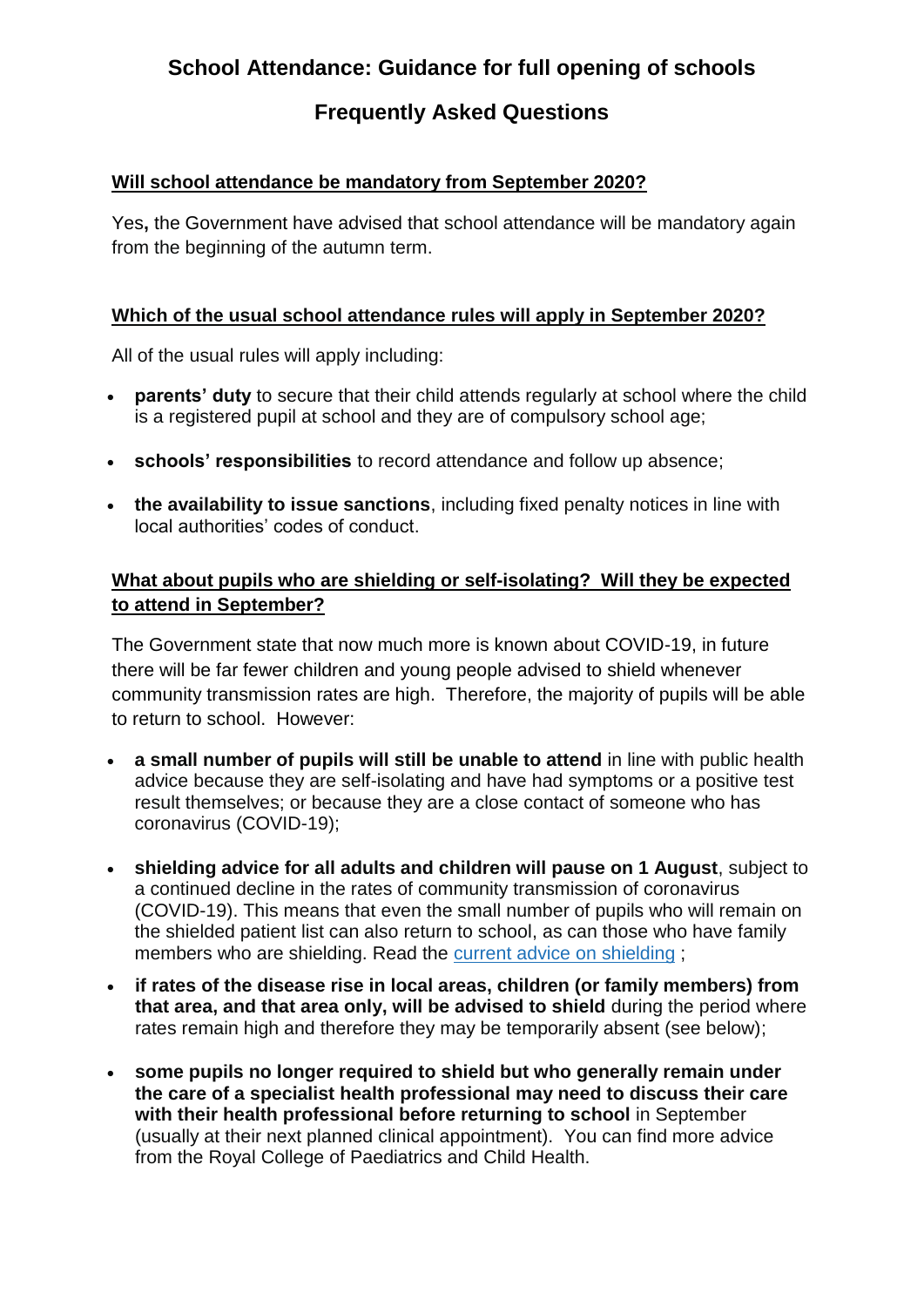# School Attendance: Guidance for full opening of schools

## Frequently Asked Questions

### Will school attendance be mandatory from September 2020?

Yes**,** the Government have advised that school attendance will be mandatory again from the beginning of the autumn term.

### Which of the usual school attendance rules will apply in September 2020?

All of the usual rules will apply including:

- **parents' duty** to secure that their child attends regularly at school where the child is a registered pupil at school and they are of compulsory school age;
- **schools' responsibilities** to record attendance and follow up absence;
- **the availability to issue sanctions**, including fixed penalty notices in line with local authorities' codes of conduct.

### What about pupils who are shielding or self-isolating? Will they be expected to attend in September?

The Government state that now much more is known about COVID-19, in future there will be far fewer children and young people advised to shield whenever community transmission rates are high. Therefore, the majority of pupils will be able to return to school. However:

- **a small number of pupils will still be unable to attend** in line with public health advice because they are self-isolating and have had symptoms or a positive test result themselves; or because they are a close contact of someone who has coronavirus (COVID-19);
- **shielding advice for all adults and children will pause on 1 August**, subject to a continued decline in the rates of community transmission of coronavirus (COVID-19). This means that even the small number of pupils who will remain on the shielded patient list can also return to school, as can those who have family members who are shielding. Read the current advice on shielding ;
- **if rates of the disease rise in local areas, children (or family members) from that area, and that area only, will be advised to shield** during the period where rates remain high and therefore they may be temporarily absent (see below);
- **some pupils no longer required to shield but who generally remain under the care of a specialist health professional may need to discuss their care with their health professional before returning to school** in September (usually at their next planned clinical appointment). You can find more advice from the Royal College of Paediatrics and Child Health.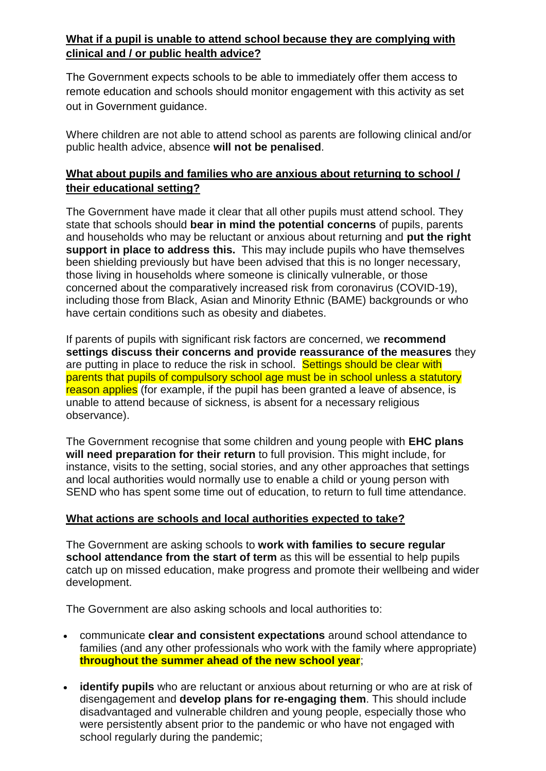**What if a pupil is unable to attend school because they are complying with clinical and / or public health advice?**

The Government expects schools to be able to immediately offer them access to remote education and schools should monitor engagement with this activity as set out in Government guidance.

Where children are not able to attend school as parents are following clinical and/or public health advice, absence **will not be penalised**.

**What about pupils and families who are anxious about returning to school / their educational setting?**

The Government have made it clear that all other pupils must attend school. They state that schools should **bear in mind the potential concerns** of pupils, parents and households who may be reluctant or anxious about returning and **put the right support in place to address this.** This may include pupils who have themselves been shielding previously but have been advised that this is no longer necessary, those living in households where someone is clinically vulnerable, or those concerned about the comparatively increased risk from coronavirus (COVID-19), including those from Black, Asian and Minority Ethnic (BAME) backgrounds or who have certain conditions such as obesity and diabetes.

If parents of pupils with significant risk factors are concerned, we **recommend settings discuss their concerns and provide reassurance of the measures** they are putting in place to reduce the risk in school. Settings should be clear with parents that pupils of compulsory school age must be in school unless a statutory reason applies (for example, if the pupil has been granted a leave of absence, is unable to attend because of sickness, is absent for a necessary religious observance).

The Government recognise that some children and young people with **EHC plans will need preparation for their return** to full provision. This might include, for instance, visits to the setting, social stories, and any other approaches that settings and local authorities would normally use to enable a child or young person with SEND who has spent some time out of education, to return to full time attendance.

**What actions are schools and local authorities expected to take?**

The Government are asking schools to **work with families to secure regular school attendance from the start of term** as this will be essential to help pupils catch up on missed education, make progress and promote their wellbeing and wider development.

The Government are also asking schools and local authorities to:

- communicate **clear and consistent expectations** around school attendance to families (and any other professionals who work with the family where appropriate) **throughout the summer ahead of the new school year**;
- **identify pupils** who are reluctant or anxious about returning or who are at risk of disengagement and **develop plans for re-engaging them**. This should include disadvantaged and vulnerable children and young people, especially those who were persistently absent prior to the pandemic or who have not engaged with school regularly during the pandemic;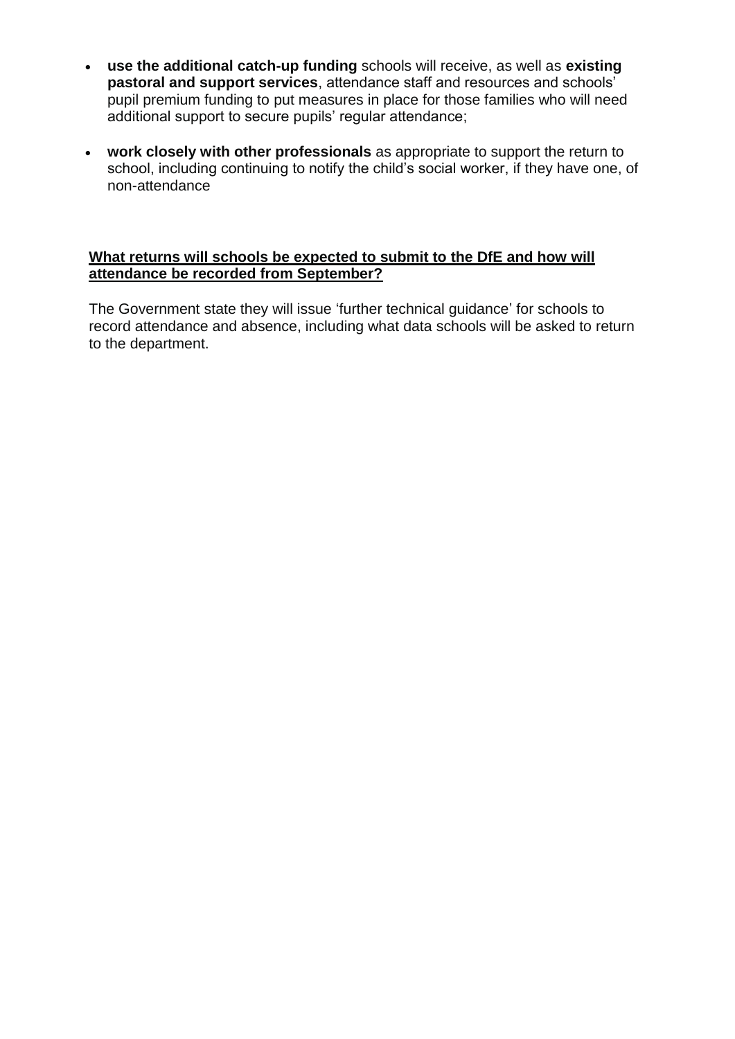- **use the additional catch-up funding** schools will receive, as well as **existing pastoral and support services**, attendance staff and resources and schools' pupil premium funding to put measures in place for those families who will need additional support to secure pupils' regular attendance;

- **work closely with other professionals** as appropriate to support the return to school, including continuing to notify the child's social worker, if they have one, of non-attendance

**<u>What returns will schools be expected to submit to the DfE and how will attendance be recorded from September?</u>**

The Government state they will issue 'further technical guidance' for schools to record attendance and absence, including what data schools will be asked to return to the department.